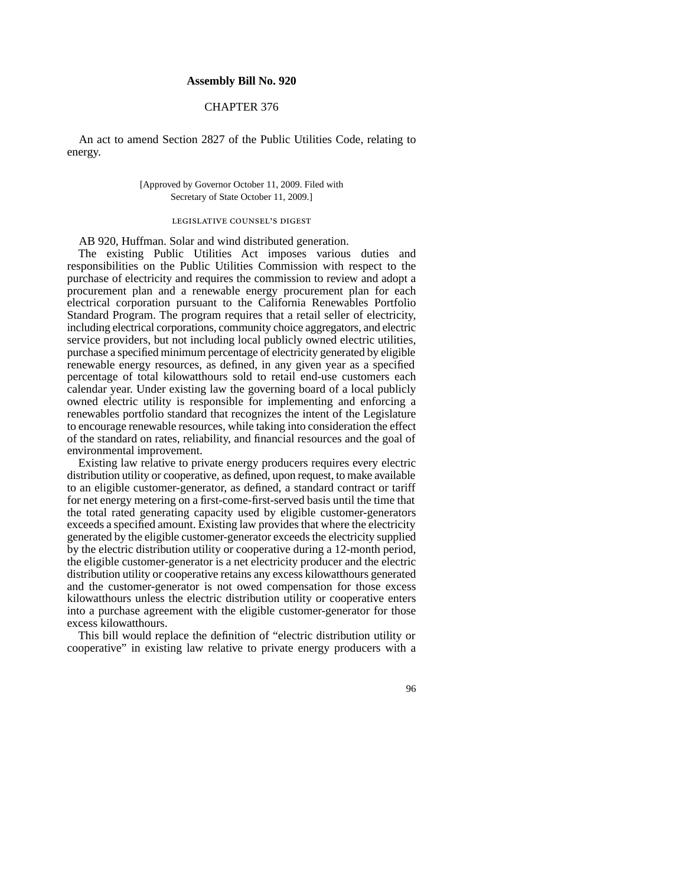## Assembly Bill No. 920

### CHAPTER 376

An act to amend Section 2827 of the Public Utilities Code, relating to energy.

[Approved by Governor October 11, 2009. Filed with Secretary of State October 11, 2009.]

LEGISLATIVE COUNSEL'S DIGEST

AB 920, Huffman. Solar and wind distributed generation.

The existing Public Utilities Act imposes various duties and responsibilities on the Public Utilities Commission with respect to the purchase of electricity and requires the commission to review and adopt a procurement plan and a renewable energy procurement plan for each electrical corporation pursuant to the California Renewables Portfolio Standard Program. The program requires that a retail seller of electricity, including electrical corporations, community choice aggregators, and electric service providers, but not including local publicly owned electric utilities, purchase a specified minimum percentage of electricity generated by eligible renewable energy resources, as defined, in any given year as a specified percentage of total kilowatthours sold to retail end-use customers each calendar year. Under existing law the governing board of a local publicly owned electric utility is responsible for implementing and enforcing a renewables portfolio standard that recognizes the intent of the Legislature to encourage renewable resources, while taking into consideration the effect of the standard on rates, reliability, and financial resources and the goal of environmental improvement.

Existing law relative to private energy producers requires every electric distribution utility or cooperative, as defined, upon request, to make available to an eligible customer-generator, as defined, a standard contract or tariff for net energy metering on a first-come-first-served basis until the time that the total rated generating capacity used by eligible customer-generators exceeds a specified amount. Existing law provides that where the electricity generated by the eligible customer-generator exceeds the electricity supplied by the electric distribution utility or cooperative during a 12-month period, the eligible customer-generator is a net electricity producer and the electric distribution utility or cooperative retains any excess kilowatthours generated and the customer-generator is not owed compensation for those excess kilowatthours unless the electric distribution utility or cooperative enters into a purchase agreement with the eligible customer-generator for those excess kilowatthours.

This bill would replace the definition of "electric distribution utility or cooperative" in existing law relative to private energy producers with a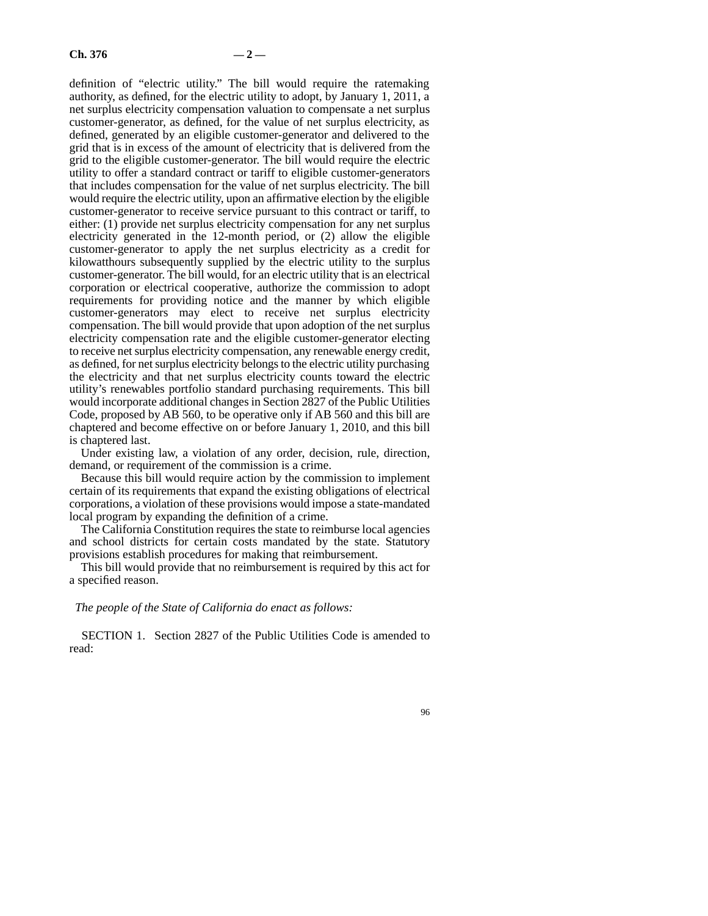definition of "electric utility." The bill would require the ratemaking authority, as defined, for the electric utility to adopt, by January 1, 2011, a net surplus electricity compensation valuation to compensate a net surplus customer-generator, as defined, for the value of net surplus electricity, as defined, generated by an eligible customer-generator and delivered to the grid that is in excess of the amount of electricity that is delivered from the grid to the eligible customer-generator. The bill would require the electric utility to offer a standard contract or tariff to eligible customer-generators that includes compensation for the value of net surplus electricity. The bill would require the electric utility, upon an affirmative election by the eligible customer-generator to receive service pursuant to this contract or tariff, to either: (1) provide net surplus electricity compensation for any net surplus electricity generated in the 12-month period, or (2) allow the eligible customer-generator to apply the net surplus electricity as a credit for kilowatthours subsequently supplied by the electric utility to the surplus customer-generator. The bill would, for an electric utility that is an electrical corporation or electrical cooperative, authorize the commission to adopt requirements for providing notice and the manner by which eligible customer-generators may elect to receive net surplus electricity compensation. The bill would provide that upon adoption of the net surplus electricity compensation rate and the eligible customer-generator electing to receive net surplus electricity compensation, any renewable energy credit, as defined, for net surplus electricity belongs to the electric utility purchasing the electricity and that net surplus electricity counts toward the electric utility's renewables portfolio standard purchasing requirements. This bill would incorporate additional changes in Section 2827 of the Public Utilities Code, proposed by AB 560, to be operative only if AB 560 and this bill are chaptered and become effective on or before January 1, 2010, and this bill is chaptered last.

Under existing law, a violation of any order, decision, rule, direction, demand, or requirement of the commission is a crime.

Because this bill would require action by the commission to implement certain of its requirements that expand the existing obligations of electrical corporations, a violation of these provisions would impose a state-mandated local program by expanding the definition of a crime.

The California Constitution requires the state to reimburse local agencies and school districts for certain costs mandated by the state. Statutory provisions establish procedures for making that reimbursement.

This bill would provide that no reimbursement is required by this act for a specified reason.

*The people of the State of California do enact as follows:*

SECTION 1. Section 2827 of the Public Utilities Code is amended to read: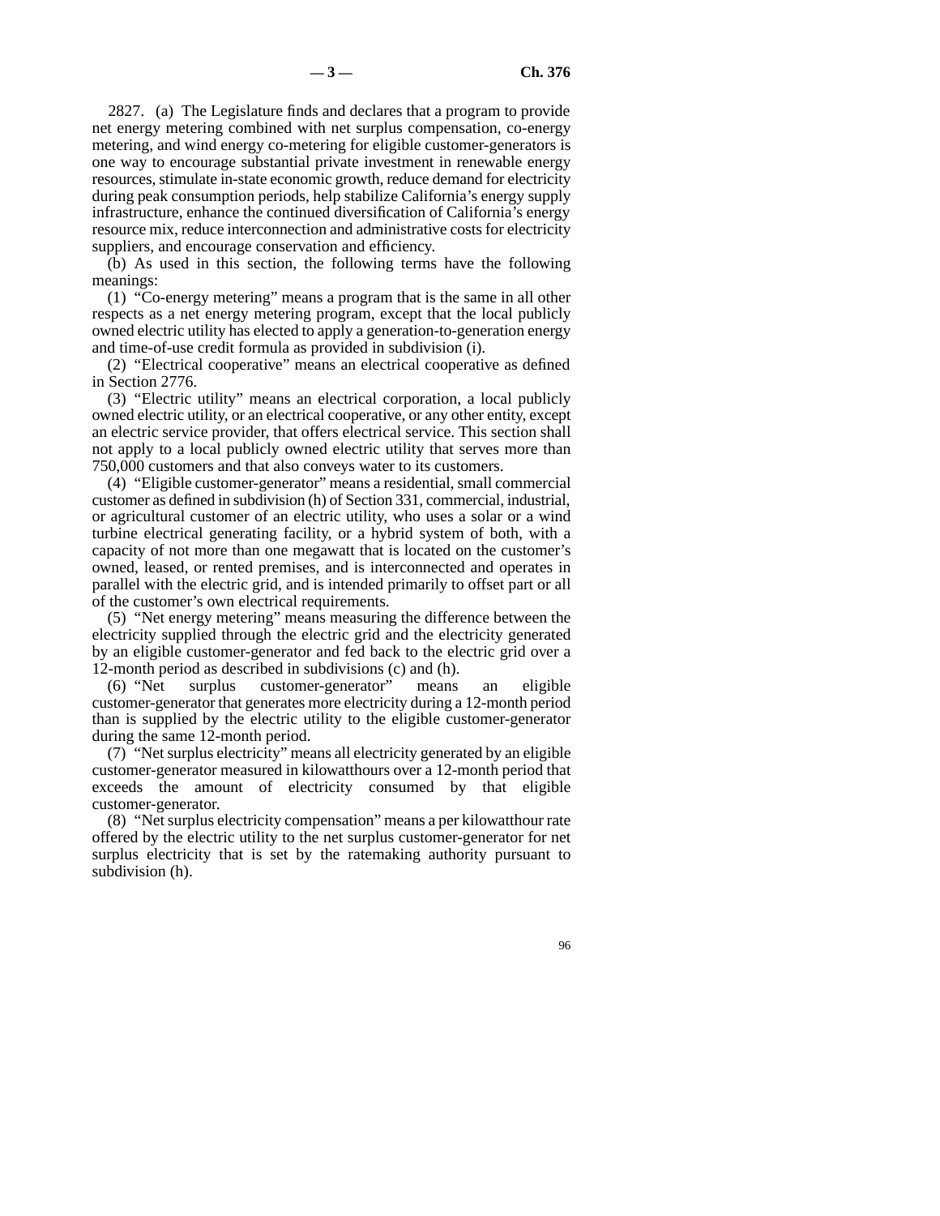2827. (a) The Legislature finds and declares that a program to provide net energy metering combined with net surplus compensation, co-energy metering, and wind energy co-metering for eligible customer-generators is one way to encourage substantial private investment in renewable energy resources, stimulate in-state economic growth, reduce demand for electricity during peak consumption periods, help stabilize California's energy supply infrastructure, enhance the continued diversification of California's energy resource mix, reduce interconnection and administrative costs for electricity suppliers, and encourage conservation and efficiency.

(b) As used in this section, the following terms have the following meanings:

(1) "Co-energy metering" means a program that is the same in all other respects as a net energy metering program, except that the local publicly owned electric utility has elected to apply a generation-to-generation energy and time-of-use credit formula as provided in subdivision (i).

(2) "Electrical cooperative" means an electrical cooperative as defined in Section 2776.

(3) "Electric utility" means an electrical corporation, a local publicly owned electric utility, or an electrical cooperative, or any other entity, except an electric service provider, that offers electrical service. This section shall not apply to a local publicly owned electric utility that serves more than 750,000 customers and that also conveys water to its customers.

(4) "Eligible customer-generator" means a residential, small commercial customer as defined in subdivision (h) of Section 331, commercial, industrial, or agricultural customer of an electric utility, who uses a solar or a wind turbine electrical generating facility, or a hybrid system of both, with a capacity of not more than one megawatt that is located on the customer's owned, leased, or rented premises, and is interconnected and operates in parallel with the electric grid, and is intended primarily to offset part or all of the customer's own electrical requirements.

(5) "Net energy metering" means measuring the difference between the electricity supplied through the electric grid and the electricity generated by an eligible customer-generator and fed back to the electric grid over a 12-month period as described in subdivisions (c) and (h).

(6) "Net surplus customer-generator" means an eligible customer-generator that generates more electricity during a 12-month period than is supplied by the electric utility to the eligible customer-generator during the same 12-month period.

(7) "Net surplus electricity" means all electricity generated by an eligible customer-generator measured in kilowatthours over a 12-month period that exceeds the amount of electricity consumed by that eligible customer-generator.

(8) "Net surplus electricity compensation" means a per kilowatthour rate offered by the electric utility to the net surplus customer-generator for net surplus electricity that is set by the ratemaking authority pursuant to subdivision (h).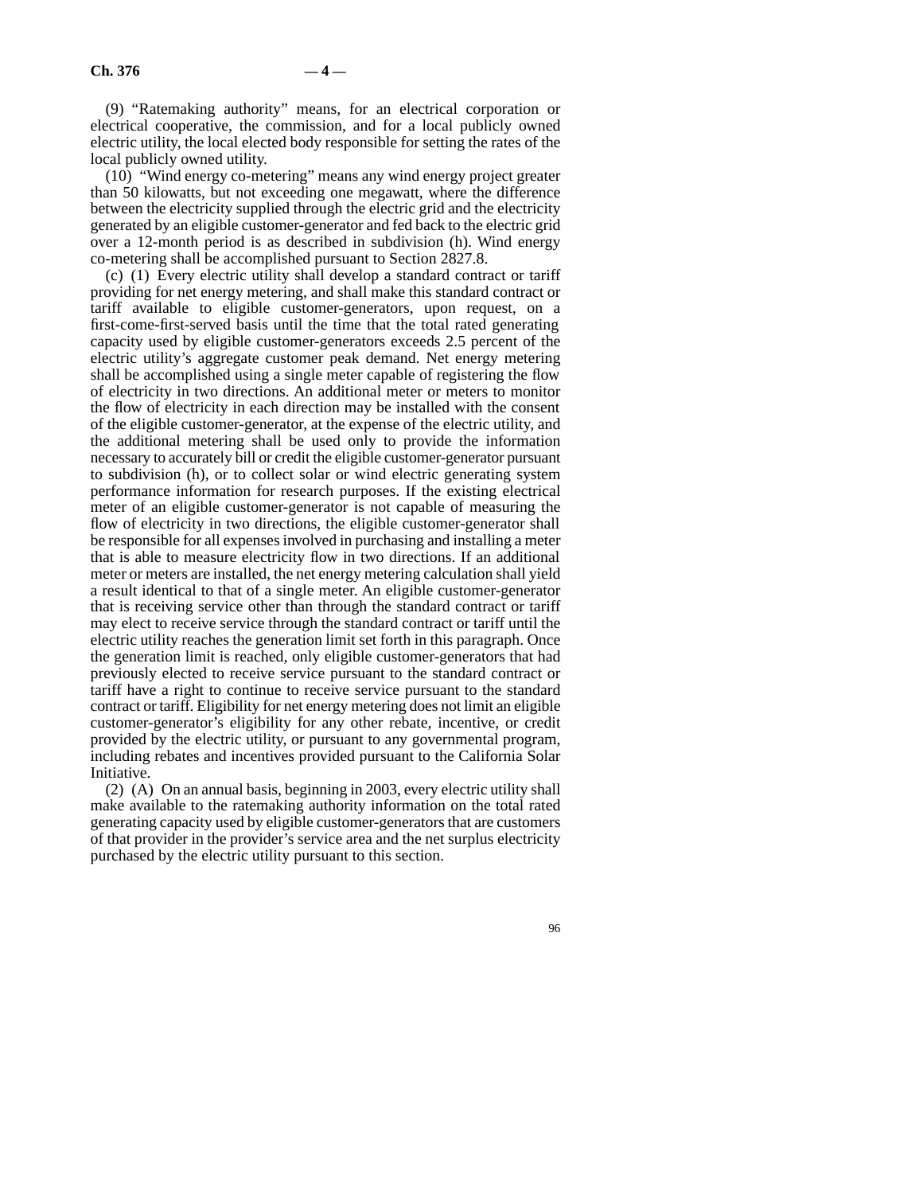(9) "Ratemaking authority" means, for an electrical corporation or electrical cooperative, the commission, and for a local publicly owned electric utility, the local elected body responsible for setting the rates of the local publicly owned utility.

(10) "Wind energy co-metering" means any wind energy project greater than 50 kilowatts, but not exceeding one megawatt, where the difference between the electricity supplied through the electric grid and the electricity generated by an eligible customer-generator and fed back to the electric grid over a 12-month period is as described in subdivision (h). Wind energy co-metering shall be accomplished pursuant to Section 2827.8.

(c) (1) Every electric utility shall develop a standard contract or tariff providing for net energy metering, and shall make this standard contract or tariff available to eligible customer-generators, upon request, on a first-come-first-served basis until the time that the total rated generating capacity used by eligible customer-generators exceeds 2.5 percent of the electric utility's aggregate customer peak demand. Net energy metering shall be accomplished using a single meter capable of registering the flow of electricity in two directions. An additional meter or meters to monitor the flow of electricity in each direction may be installed with the consent of the eligible customer-generator, at the expense of the electric utility, and the additional metering shall be used only to provide the information necessary to accurately bill or credit the eligible customer-generator pursuant to subdivision (h), or to collect solar or wind electric generating system performance information for research purposes. If the existing electrical meter of an eligible customer-generator is not capable of measuring the flow of electricity in two directions, the eligible customer-generator shall be responsible for all expenses involved in purchasing and installing a meter that is able to measure electricity flow in two directions. If an additional meter or meters are installed, the net energy metering calculation shall yield a result identical to that of a single meter. An eligible customer-generator that is receiving service other than through the standard contract or tariff may elect to receive service through the standard contract or tariff until the electric utility reaches the generation limit set forth in this paragraph. Once the generation limit is reached, only eligible customer-generators that had previously elected to receive service pursuant to the standard contract or tariff have a right to continue to receive service pursuant to the standard contract or tariff. Eligibility for net energy metering does not limit an eligible customer-generator's eligibility for any other rebate, incentive, or credit provided by the electric utility, or pursuant to any governmental program, including rebates and incentives provided pursuant to the California Solar Initiative.

(2) (A) On an annual basis, beginning in 2003, every electric utility shall make available to the ratemaking authority information on the total rated generating capacity used by eligible customer-generators that are customers of that provider in the provider's service area and the net surplus electricity purchased by the electric utility pursuant to this section.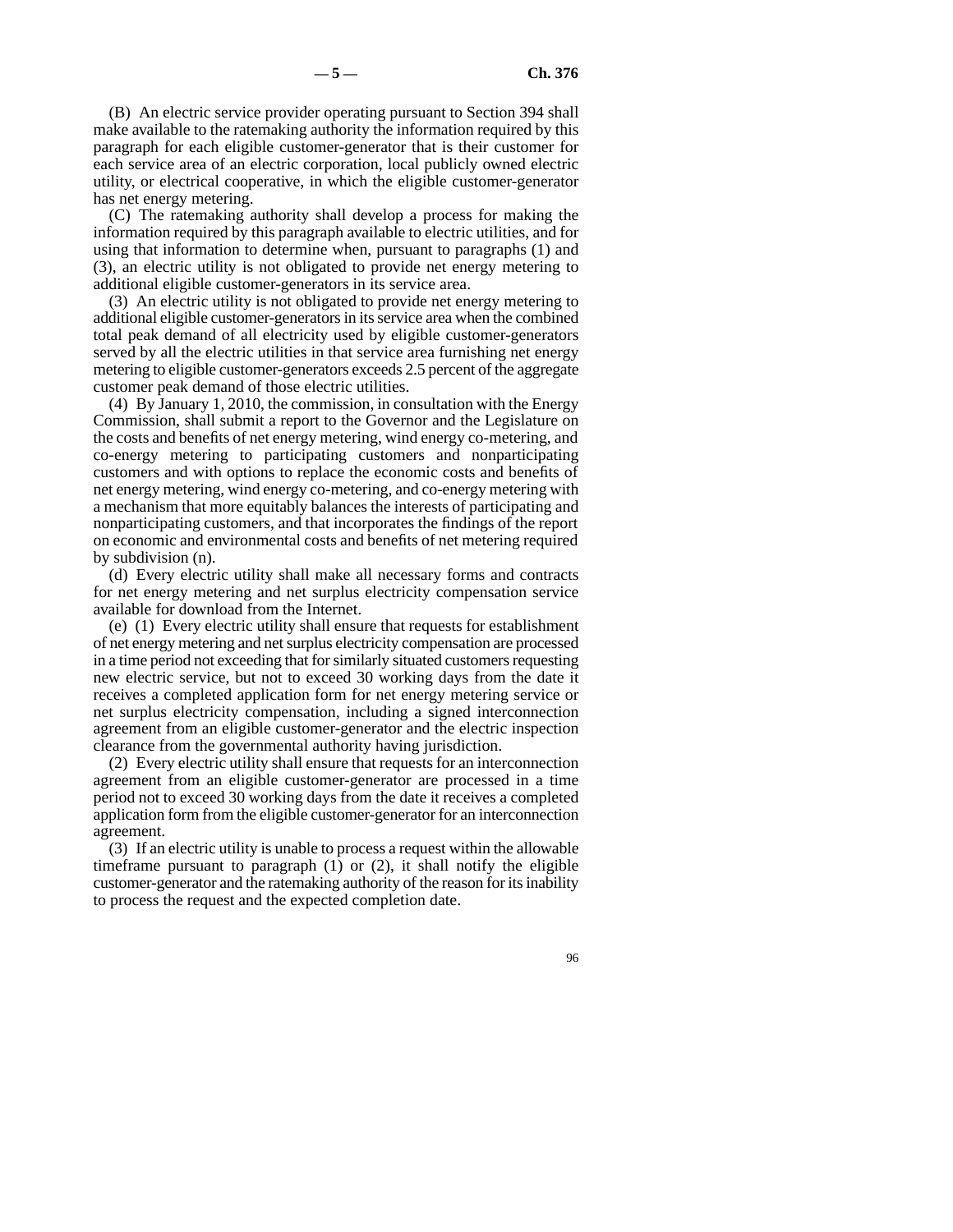(B) An electric service provider operating pursuant to Section 394 shall make available to the ratemaking authority the information required by this paragraph for each eligible customer-generator that is their customer for each service area of an electric corporation, local publicly owned electric utility, or electrical cooperative, in which the eligible customer-generator has net energy metering.

(C) The ratemaking authority shall develop a process for making the information required by this paragraph available to electric utilities, and for using that information to determine when, pursuant to paragraphs (1) and (3), an electric utility is not obligated to provide net energy metering to additional eligible customer-generators in its service area.

(3) An electric utility is not obligated to provide net energy metering to additional eligible customer-generators in its service area when the combined total peak demand of all electricity used by eligible customer-generators served by all the electric utilities in that service area furnishing net energy metering to eligible customer-generators exceeds 2.5 percent of the aggregate customer peak demand of those electric utilities.

(4) By January 1, 2010, the commission, in consultation with the Energy Commission, shall submit a report to the Governor and the Legislature on the costs and benefits of net energy metering, wind energy co-metering, and co-energy metering to participating customers and nonparticipating customers and with options to replace the economic costs and benefits of net energy metering, wind energy co-metering, and co-energy metering with a mechanism that more equitably balances the interests of participating and nonparticipating customers, and that incorporates the findings of the report on economic and environmental costs and benefits of net metering required by subdivision (n).

(d) Every electric utility shall make all necessary forms and contracts for net energy metering and net surplus electricity compensation service available for download from the Internet.

(e) (1) Every electric utility shall ensure that requests for establishment of net energy metering and net surplus electricity compensation are processed in a time period not exceeding that for similarly situated customers requesting new electric service, but not to exceed 30 working days from the date it receives a completed application form for net energy metering service or net surplus electricity compensation, including a signed interconnection agreement from an eligible customer-generator and the electric inspection clearance from the governmental authority having jurisdiction.

(2) Every electric utility shall ensure that requests for an interconnection agreement from an eligible customer-generator are processed in a time period not to exceed 30 working days from the date it receives a completed application form from the eligible customer-generator for an interconnection agreement.

(3) If an electric utility is unable to process a request within the allowable timeframe pursuant to paragraph (1) or (2), it shall notify the eligible customer-generator and the ratemaking authority of the reason for its inability to process the request and the expected completion date.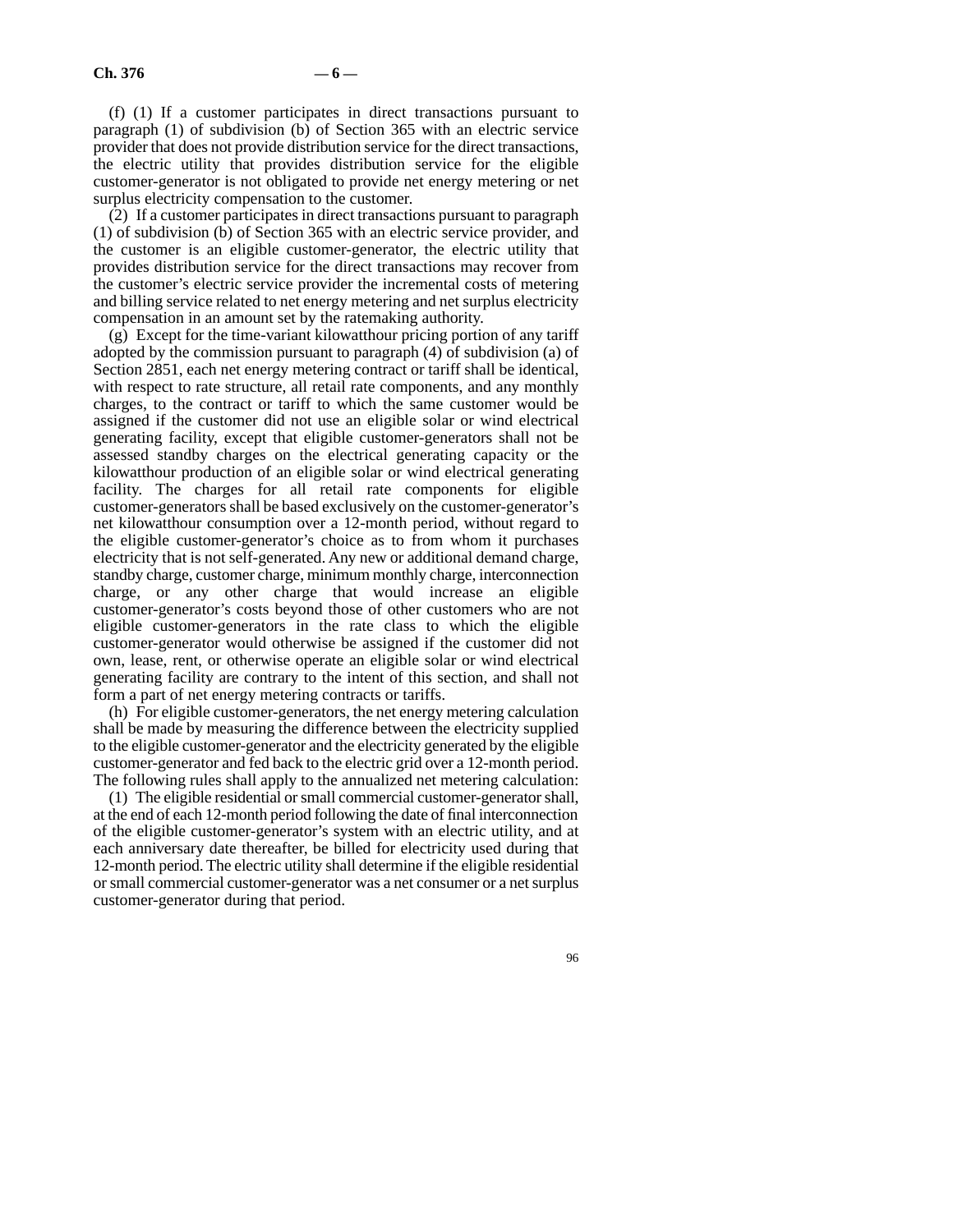(f) (1) If a customer participates in direct transactions pursuant to paragraph (1) of subdivision (b) of Section 365 with an electric service provider that does not provide distribution service for the direct transactions, the electric utility that provides distribution service for the eligible customer-generator is not obligated to provide net energy metering or net surplus electricity compensation to the customer.

(2) If a customer participates in direct transactions pursuant to paragraph (1) of subdivision (b) of Section 365 with an electric service provider, and the customer is an eligible customer-generator, the electric utility that provides distribution service for the direct transactions may recover from the customer's electric service provider the incremental costs of metering and billing service related to net energy metering and net surplus electricity compensation in an amount set by the ratemaking authority.

(g) Except for the time-variant kilowatthour pricing portion of any tariff adopted by the commission pursuant to paragraph (4) of subdivision (a) of Section 2851, each net energy metering contract or tariff shall be identical, with respect to rate structure, all retail rate components, and any monthly charges, to the contract or tariff to which the same customer would be assigned if the customer did not use an eligible solar or wind electrical generating facility, except that eligible customer-generators shall not be assessed standby charges on the electrical generating capacity or the kilowatthour production of an eligible solar or wind electrical generating facility. The charges for all retail rate components for eligible customer-generators shall be based exclusively on the customer-generator's net kilowatthour consumption over a 12-month period, without regard to the eligible customer-generator's choice as to from whom it purchases electricity that is not self-generated. Any new or additional demand charge, standby charge, customer charge, minimum monthly charge, interconnection charge, or any other charge that would increase an eligible customer-generator's costs beyond those of other customers who are not eligible customer-generators in the rate class to which the eligible customer-generator would otherwise be assigned if the customer did not own, lease, rent, or otherwise operate an eligible solar or wind electrical generating facility are contrary to the intent of this section, and shall not form a part of net energy metering contracts or tariffs.

(h) For eligible customer-generators, the net energy metering calculation shall be made by measuring the difference between the electricity supplied to the eligible customer-generator and the electricity generated by the eligible customer-generator and fed back to the electric grid over a 12-month period. The following rules shall apply to the annualized net metering calculation:

(1) The eligible residential or small commercial customer-generator shall, at the end of each 12-month period following the date of final interconnection of the eligible customer-generator's system with an electric utility, and at each anniversary date thereafter, be billed for electricity used during that 12-month period. The electric utility shall determine if the eligible residential or small commercial customer-generator was a net consumer or a net surplus customer-generator during that period.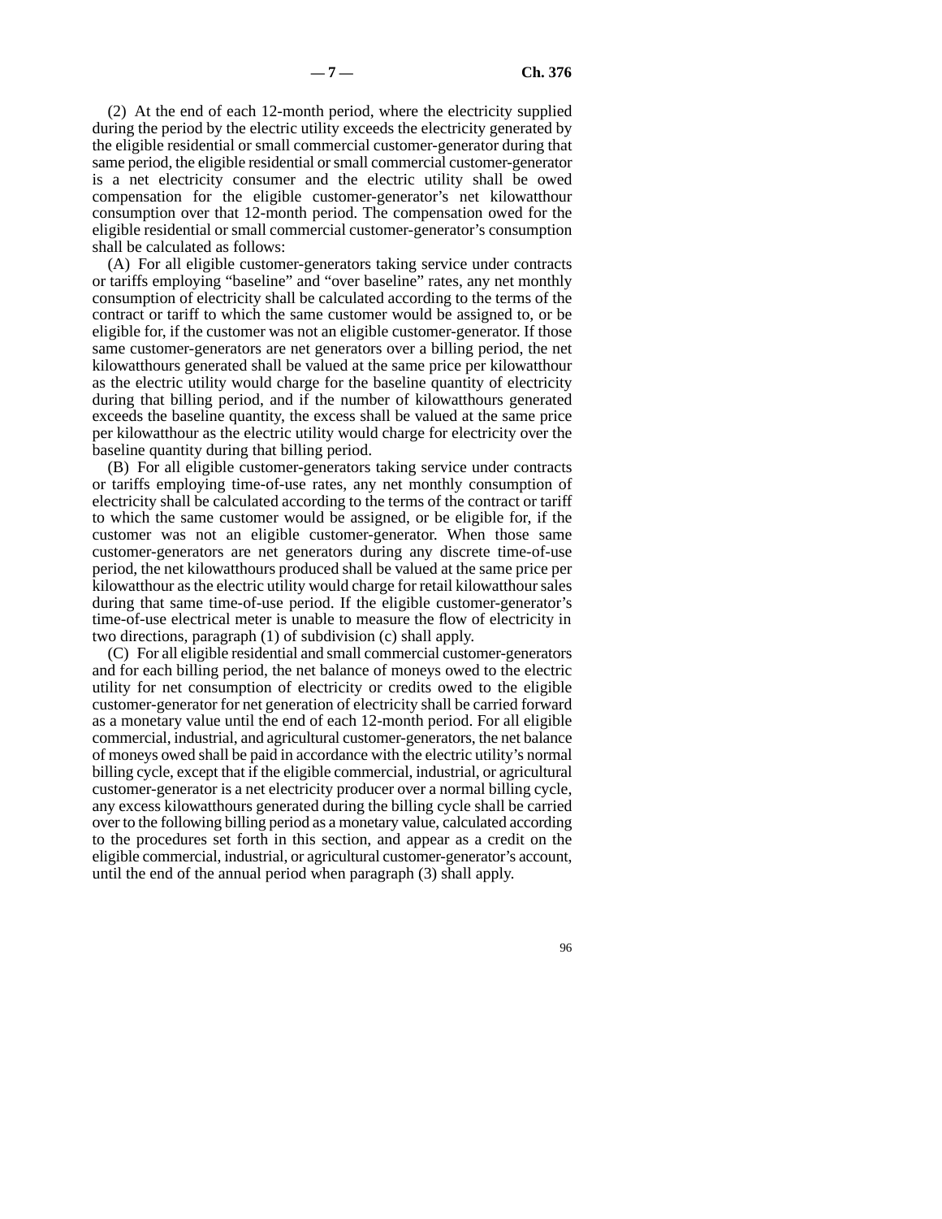(2) At the end of each 12-month period, where the electricity supplied during the period by the electric utility exceeds the electricity generated by the eligible residential or small commercial customer-generator during that same period, the eligible residential or small commercial customer-generator is a net electricity consumer and the electric utility shall be owed compensation for the eligible customer-generator's net kilowatthour consumption over that 12-month period. The compensation owed for the eligible residential or small commercial customer-generator's consumption shall be calculated as follows:

(A) For all eligible customer-generators taking service under contracts or tariffs employing "baseline" and "over baseline" rates, any net monthly consumption of electricity shall be calculated according to the terms of the contract or tariff to which the same customer would be assigned to, or be eligible for, if the customer was not an eligible customer-generator. If those same customer-generators are net generators over a billing period, the net kilowatthours generated shall be valued at the same price per kilowatthour as the electric utility would charge for the baseline quantity of electricity during that billing period, and if the number of kilowatthours generated exceeds the baseline quantity, the excess shall be valued at the same price per kilowatthour as the electric utility would charge for electricity over the baseline quantity during that billing period.

(B) For all eligible customer-generators taking service under contracts or tariffs employing time-of-use rates, any net monthly consumption of electricity shall be calculated according to the terms of the contract or tariff to which the same customer would be assigned, or be eligible for, if the customer was not an eligible customer-generator. When those same customer-generators are net generators during any discrete time-of-use period, the net kilowatthours produced shall be valued at the same price per kilowatthour as the electric utility would charge for retail kilowatthour sales during that same time-of-use period. If the eligible customer-generator's time-of-use electrical meter is unable to measure the flow of electricity in two directions, paragraph (1) of subdivision (c) shall apply.

(C) For all eligible residential and small commercial customer-generators and for each billing period, the net balance of moneys owed to the electric utility for net consumption of electricity or credits owed to the eligible customer-generator for net generation of electricity shall be carried forward as a monetary value until the end of each 12-month period. For all eligible commercial, industrial, and agricultural customer-generators, the net balance of moneys owed shall be paid in accordance with the electric utility's normal billing cycle, except that if the eligible commercial, industrial, or agricultural customer-generator is a net electricity producer over a normal billing cycle, any excess kilowatthours generated during the billing cycle shall be carried over to the following billing period as a monetary value, calculated according to the procedures set forth in this section, and appear as a credit on the eligible commercial, industrial, or agricultural customer-generator's account, until the end of the annual period when paragraph (3) shall apply.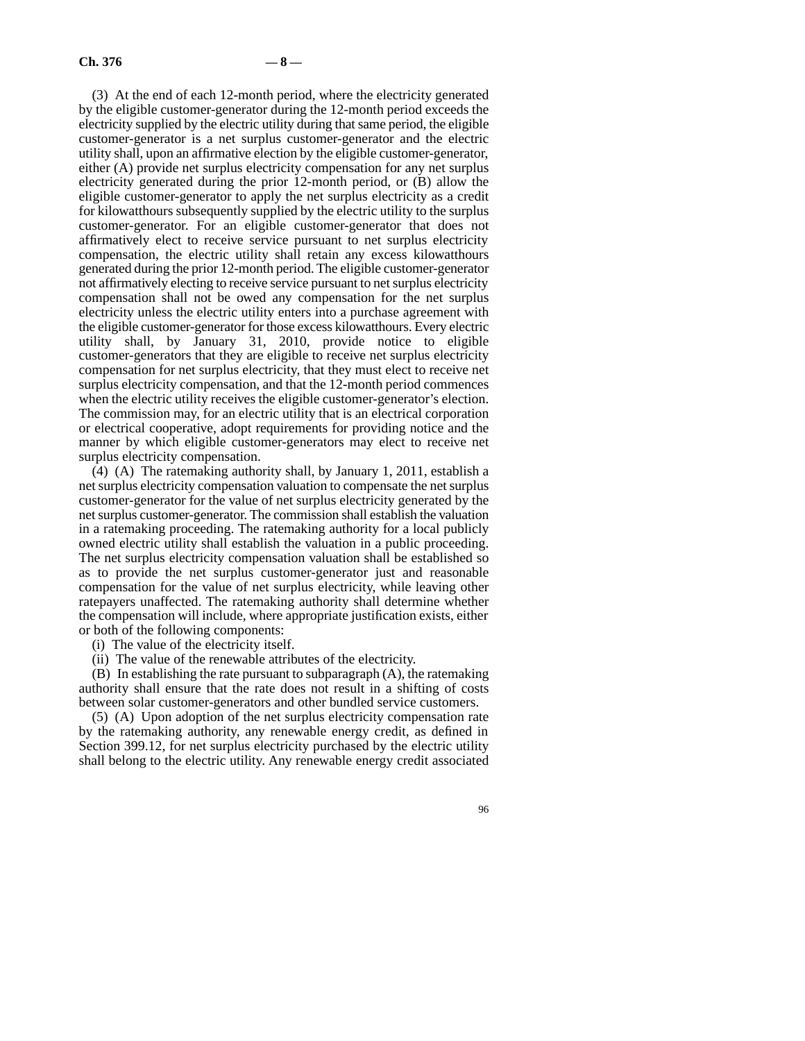(3) At the end of each 12-month period, where the electricity generated by the eligible customer-generator during the 12-month period exceeds the electricity supplied by the electric utility during that same period, the eligible customer-generator is a net surplus customer-generator and the electric utility shall, upon an affirmative election by the eligible customer-generator, either (A) provide net surplus electricity compensation for any net surplus electricity generated during the prior 12-month period, or (B) allow the eligible customer-generator to apply the net surplus electricity as a credit for kilowatthours subsequently supplied by the electric utility to the surplus customer-generator. For an eligible customer-generator that does not affirmatively elect to receive service pursuant to net surplus electricity compensation, the electric utility shall retain any excess kilowatthours generated during the prior 12-month period. The eligible customer-generator not affirmatively electing to receive service pursuant to net surplus electricity compensation shall not be owed any compensation for the net surplus electricity unless the electric utility enters into a purchase agreement with the eligible customer-generator for those excess kilowatthours. Every electric utility shall, by January 31, 2010, provide notice to eligible customer-generators that they are eligible to receive net surplus electricity compensation for net surplus electricity, that they must elect to receive net surplus electricity compensation, and that the 12-month period commences when the electric utility receives the eligible customer-generator's election. The commission may, for an electric utility that is an electrical corporation or electrical cooperative, adopt requirements for providing notice and the manner by which eligible customer-generators may elect to receive net surplus electricity compensation.

(4) (A) The ratemaking authority shall, by January 1, 2011, establish a net surplus electricity compensation valuation to compensate the net surplus customer-generator for the value of net surplus electricity generated by the net surplus customer-generator. The commission shall establish the valuation in a ratemaking proceeding. The ratemaking authority for a local publicly owned electric utility shall establish the valuation in a public proceeding. The net surplus electricity compensation valuation shall be established so as to provide the net surplus customer-generator just and reasonable compensation for the value of net surplus electricity, while leaving other ratepayers unaffected. The ratemaking authority shall determine whether the compensation will include, where appropriate justification exists, either or both of the following components:

(i) The value of the electricity itself.

(ii) The value of the renewable attributes of the electricity.

(B) In establishing the rate pursuant to subparagraph (A), the ratemaking authority shall ensure that the rate does not result in a shifting of costs between solar customer-generators and other bundled service customers.

(5) (A) Upon adoption of the net surplus electricity compensation rate by the ratemaking authority, any renewable energy credit, as defined in Section 399.12, for net surplus electricity purchased by the electric utility shall belong to the electric utility. Any renewable energy credit associated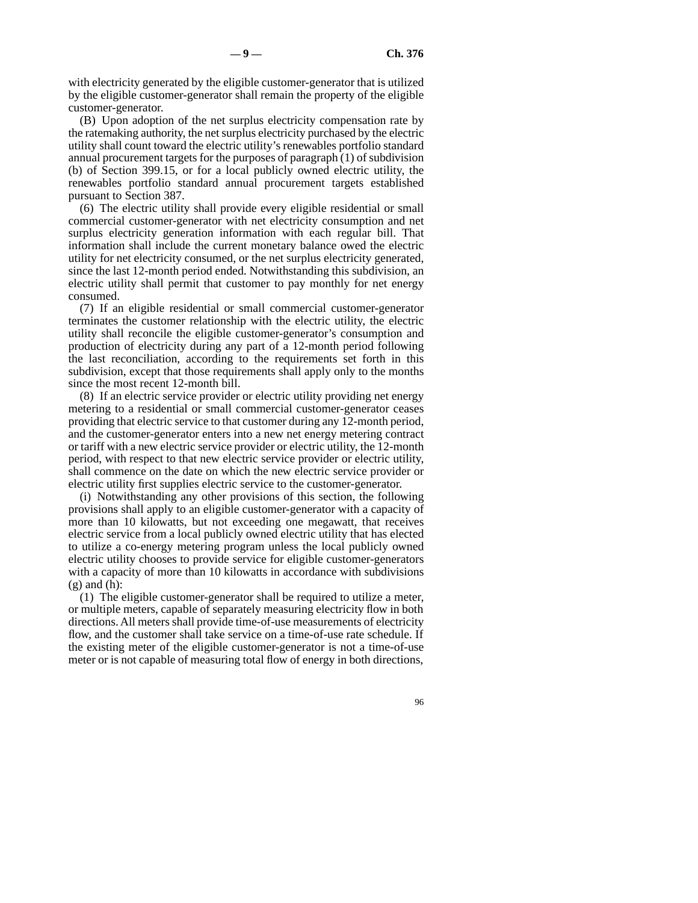with electricity generated by the eligible customer-generator that is utilized by the eligible customer-generator shall remain the property of the eligible customer-generator.

(B) Upon adoption of the net surplus electricity compensation rate by the ratemaking authority, the net surplus electricity purchased by the electric utility shall count toward the electric utility's renewables portfolio standard annual procurement targets for the purposes of paragraph (1) of subdivision (b) of Section 399.15, or for a local publicly owned electric utility, the renewables portfolio standard annual procurement targets established pursuant to Section 387.

(6) The electric utility shall provide every eligible residential or small commercial customer-generator with net electricity consumption and net surplus electricity generation information with each regular bill. That information shall include the current monetary balance owed the electric utility for net electricity consumed, or the net surplus electricity generated, since the last 12-month period ended. Notwithstanding this subdivision, an electric utility shall permit that customer to pay monthly for net energy consumed.

(7) If an eligible residential or small commercial customer-generator terminates the customer relationship with the electric utility, the electric utility shall reconcile the eligible customer-generator's consumption and production of electricity during any part of a 12-month period following the last reconciliation, according to the requirements set forth in this subdivision, except that those requirements shall apply only to the months since the most recent 12-month bill.

(8) If an electric service provider or electric utility providing net energy metering to a residential or small commercial customer-generator ceases providing that electric service to that customer during any 12-month period, and the customer-generator enters into a new net energy metering contract or tariff with a new electric service provider or electric utility, the 12-month period, with respect to that new electric service provider or electric utility, shall commence on the date on which the new electric service provider or electric utility first supplies electric service to the customer-generator.

(i) Notwithstanding any other provisions of this section, the following provisions shall apply to an eligible customer-generator with a capacity of more than 10 kilowatts, but not exceeding one megawatt, that receives electric service from a local publicly owned electric utility that has elected to utilize a co-energy metering program unless the local publicly owned electric utility chooses to provide service for eligible customer-generators with a capacity of more than 10 kilowatts in accordance with subdivisions (g) and (h):

(1) The eligible customer-generator shall be required to utilize a meter, or multiple meters, capable of separately measuring electricity flow in both directions. All meters shall provide time-of-use measurements of electricity flow, and the customer shall take service on a time-of-use rate schedule. If the existing meter of the eligible customer-generator is not a time-of-use meter or is not capable of measuring total flow of energy in both directions,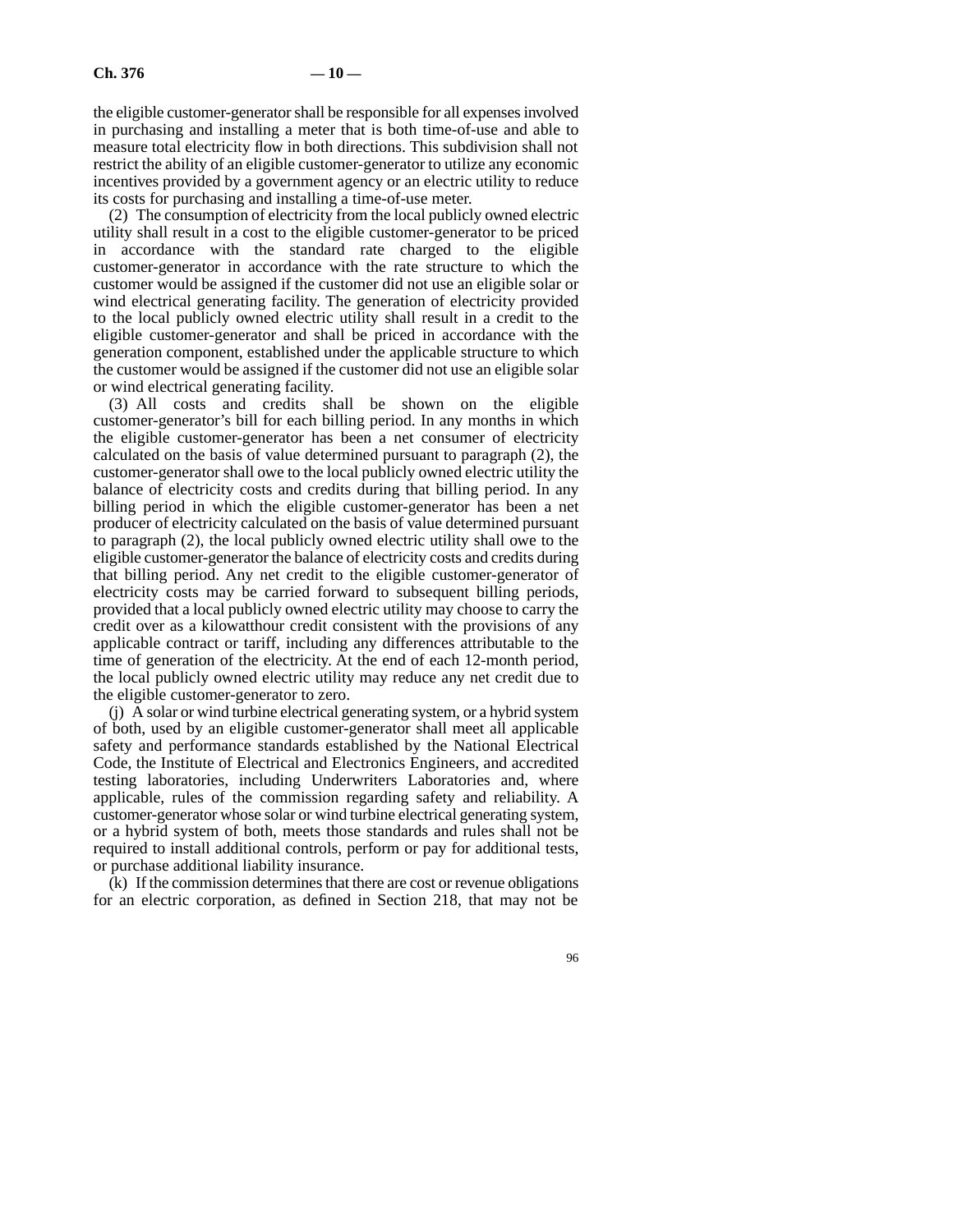the eligible customer-generator shall be responsible for all expenses involved in purchasing and installing a meter that is both time-of-use and able to measure total electricity flow in both directions. This subdivision shall not restrict the ability of an eligible customer-generator to utilize any economic incentives provided by a government agency or an electric utility to reduce its costs for purchasing and installing a time-of-use meter.

(2) The consumption of electricity from the local publicly owned electric utility shall result in a cost to the eligible customer-generator to be priced in accordance with the standard rate charged to the eligible customer-generator in accordance with the rate structure to which the customer would be assigned if the customer did not use an eligible solar or wind electrical generating facility. The generation of electricity provided to the local publicly owned electric utility shall result in a credit to the eligible customer-generator and shall be priced in accordance with the generation component, established under the applicable structure to which the customer would be assigned if the customer did not use an eligible solar or wind electrical generating facility.

(3) All costs and credits shall be shown on the eligible customer-generator's bill for each billing period. In any months in which the eligible customer-generator has been a net consumer of electricity calculated on the basis of value determined pursuant to paragraph (2), the customer-generator shall owe to the local publicly owned electric utility the balance of electricity costs and credits during that billing period. In any billing period in which the eligible customer-generator has been a net producer of electricity calculated on the basis of value determined pursuant to paragraph (2), the local publicly owned electric utility shall owe to the eligible customer-generator the balance of electricity costs and credits during that billing period. Any net credit to the eligible customer-generator of electricity costs may be carried forward to subsequent billing periods, provided that a local publicly owned electric utility may choose to carry the credit over as a kilowatthour credit consistent with the provisions of any applicable contract or tariff, including any differences attributable to the time of generation of the electricity. At the end of each 12-month period, the local publicly owned electric utility may reduce any net credit due to the eligible customer-generator to zero.

(j) A solar or wind turbine electrical generating system, or a hybrid system of both, used by an eligible customer-generator shall meet all applicable safety and performance standards established by the National Electrical Code, the Institute of Electrical and Electronics Engineers, and accredited testing laboratories, including Underwriters Laboratories and, where applicable, rules of the commission regarding safety and reliability. A customer-generator whose solar or wind turbine electrical generating system, or a hybrid system of both, meets those standards and rules shall not be required to install additional controls, perform or pay for additional tests, or purchase additional liability insurance.

(k) If the commission determines that there are cost or revenue obligations for an electric corporation, as defined in Section 218, that may not be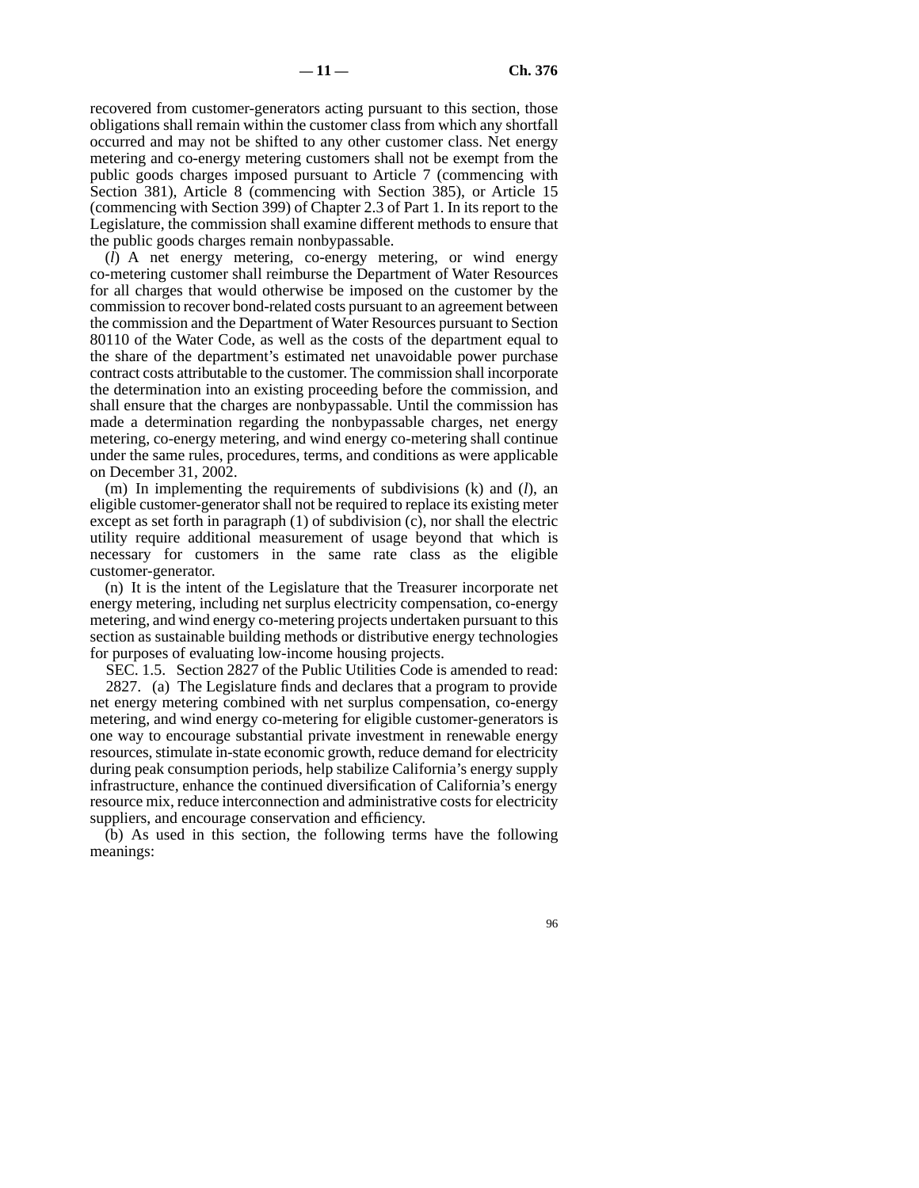recovered from customer-generators acting pursuant to this section, those obligations shall remain within the customer class from which any shortfall occurred and may not be shifted to any other customer class. Net energy metering and co-energy metering customers shall not be exempt from the public goods charges imposed pursuant to Article 7 (commencing with Section 381), Article 8 (commencing with Section 385), or Article 15 (commencing with Section 399) of Chapter 2.3 of Part 1. In its report to the Legislature, the commission shall examine different methods to ensure that the public goods charges remain nonbypassable.

(*l*) A net energy metering, co-energy metering, or wind energy co-metering customer shall reimburse the Department of Water Resources for all charges that would otherwise be imposed on the customer by the commission to recover bond-related costs pursuant to an agreement between the commission and the Department of Water Resources pursuant to Section 80110 of the Water Code, as well as the costs of the department equal to the share of the department's estimated net unavoidable power purchase contract costs attributable to the customer. The commission shall incorporate the determination into an existing proceeding before the commission, and shall ensure that the charges are nonbypassable. Until the commission has made a determination regarding the nonbypassable charges, net energy metering, co-energy metering, and wind energy co-metering shall continue under the same rules, procedures, terms, and conditions as were applicable on December 31, 2002.

(m) In implementing the requirements of subdivisions (k) and (*l*), an eligible customer-generator shall not be required to replace its existing meter except as set forth in paragraph (1) of subdivision (c), nor shall the electric utility require additional measurement of usage beyond that which is necessary for customers in the same rate class as the eligible customer-generator.

(n) It is the intent of the Legislature that the Treasurer incorporate net energy metering, including net surplus electricity compensation, co-energy metering, and wind energy co-metering projects undertaken pursuant to this section as sustainable building methods or distributive energy technologies for purposes of evaluating low-income housing projects.

SEC. 1.5. Section 2827 of the Public Utilities Code is amended to read:

2827. (a) The Legislature finds and declares that a program to provide net energy metering combined with net surplus compensation, co-energy metering, and wind energy co-metering for eligible customer-generators is one way to encourage substantial private investment in renewable energy resources, stimulate in-state economic growth, reduce demand for electricity during peak consumption periods, help stabilize California's energy supply infrastructure, enhance the continued diversification of California's energy resource mix, reduce interconnection and administrative costs for electricity suppliers, and encourage conservation and efficiency.

(b) As used in this section, the following terms have the following meanings: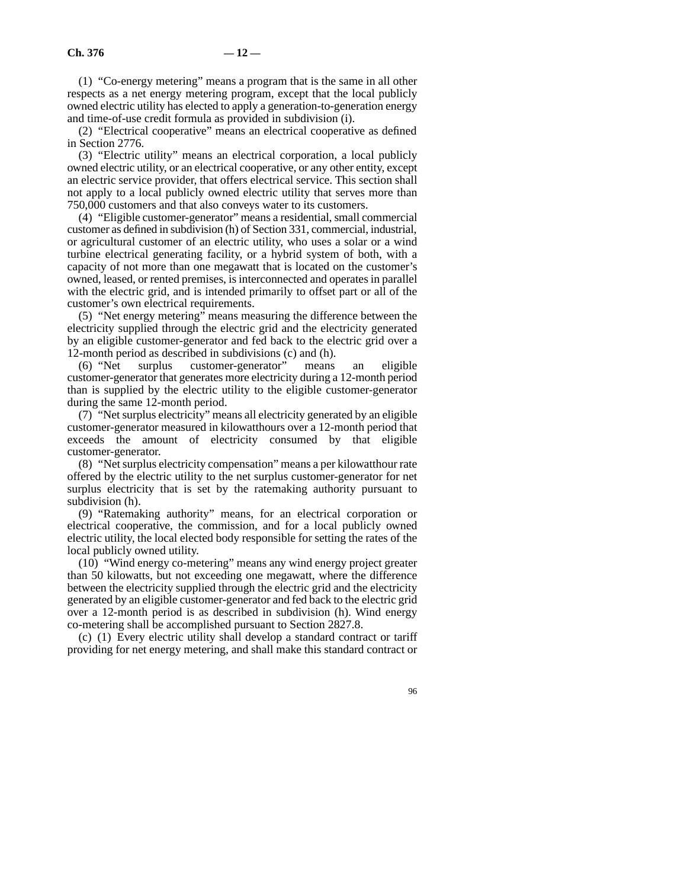(1) "Co-energy metering" means a program that is the same in all other respects as a net energy metering program, except that the local publicly owned electric utility has elected to apply a generation-to-generation energy and time-of-use credit formula as provided in subdivision (i).

(2) "Electrical cooperative" means an electrical cooperative as defined in Section 2776.

(3) "Electric utility" means an electrical corporation, a local publicly owned electric utility, or an electrical cooperative, or any other entity, except an electric service provider, that offers electrical service. This section shall not apply to a local publicly owned electric utility that serves more than 750,000 customers and that also conveys water to its customers.

(4) "Eligible customer-generator" means a residential, small commercial customer as defined in subdivision (h) of Section 331, commercial, industrial, or agricultural customer of an electric utility, who uses a solar or a wind turbine electrical generating facility, or a hybrid system of both, with a capacity of not more than one megawatt that is located on the customer's owned, leased, or rented premises, is interconnected and operates in parallel with the electric grid, and is intended primarily to offset part or all of the customer's own electrical requirements.

(5) "Net energy metering" means measuring the difference between the electricity supplied through the electric grid and the electricity generated by an eligible customer-generator and fed back to the electric grid over a 12-month period as described in subdivisions (c) and (h).

(6) "Net surplus customer-generator" means an eligible customer-generator that generates more electricity during a 12-month period than is supplied by the electric utility to the eligible customer-generator during the same 12-month period.

(7) "Net surplus electricity" means all electricity generated by an eligible customer-generator measured in kilowatthours over a 12-month period that exceeds the amount of electricity consumed by that eligible customer-generator.

(8) "Net surplus electricity compensation" means a per kilowatthour rate offered by the electric utility to the net surplus customer-generator for net surplus electricity that is set by the ratemaking authority pursuant to subdivision (h).

(9) "Ratemaking authority" means, for an electrical corporation or electrical cooperative, the commission, and for a local publicly owned electric utility, the local elected body responsible for setting the rates of the local publicly owned utility.

(10) "Wind energy co-metering" means any wind energy project greater than 50 kilowatts, but not exceeding one megawatt, where the difference between the electricity supplied through the electric grid and the electricity generated by an eligible customer-generator and fed back to the electric grid over a 12-month period is as described in subdivision (h). Wind energy co-metering shall be accomplished pursuant to Section 2827.8.

(c) (1) Every electric utility shall develop a standard contract or tariff providing for net energy metering, and shall make this standard contract or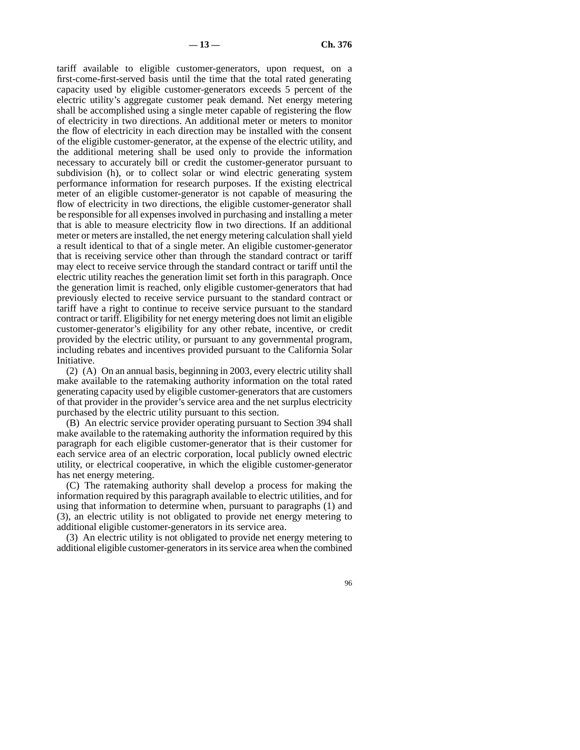tariff available to eligible customer-generators, upon request, on a first-come-first-served basis until the time that the total rated generating capacity used by eligible customer-generators exceeds 5 percent of the electric utility's aggregate customer peak demand. Net energy metering shall be accomplished using a single meter capable of registering the flow of electricity in two directions. An additional meter or meters to monitor the flow of electricity in each direction may be installed with the consent of the eligible customer-generator, at the expense of the electric utility, and the additional metering shall be used only to provide the information necessary to accurately bill or credit the customer-generator pursuant to subdivision (h), or to collect solar or wind electric generating system performance information for research purposes. If the existing electrical meter of an eligible customer-generator is not capable of measuring the flow of electricity in two directions, the eligible customer-generator shall be responsible for all expenses involved in purchasing and installing a meter that is able to measure electricity flow in two directions. If an additional meter or meters are installed, the net energy metering calculation shall yield a result identical to that of a single meter. An eligible customer-generator that is receiving service other than through the standard contract or tariff may elect to receive service through the standard contract or tariff until the electric utility reaches the generation limit set forth in this paragraph. Once the generation limit is reached, only eligible customer-generators that had previously elected to receive service pursuant to the standard contract or tariff have a right to continue to receive service pursuant to the standard contract or tariff. Eligibility for net energy metering does not limit an eligible customer-generator's eligibility for any other rebate, incentive, or credit provided by the electric utility, or pursuant to any governmental program, including rebates and incentives provided pursuant to the California Solar Initiative.

(2) (A) On an annual basis, beginning in 2003, every electric utility shall make available to the ratemaking authority information on the total rated generating capacity used by eligible customer-generators that are customers of that provider in the provider's service area and the net surplus electricity purchased by the electric utility pursuant to this section.

(B) An electric service provider operating pursuant to Section 394 shall make available to the ratemaking authority the information required by this paragraph for each eligible customer-generator that is their customer for each service area of an electric corporation, local publicly owned electric utility, or electrical cooperative, in which the eligible customer-generator has net energy metering.

(C) The ratemaking authority shall develop a process for making the information required by this paragraph available to electric utilities, and for using that information to determine when, pursuant to paragraphs (1) and (3), an electric utility is not obligated to provide net energy metering to additional eligible customer-generators in its service area.

(3) An electric utility is not obligated to provide net energy metering to additional eligible customer-generators in its service area when the combined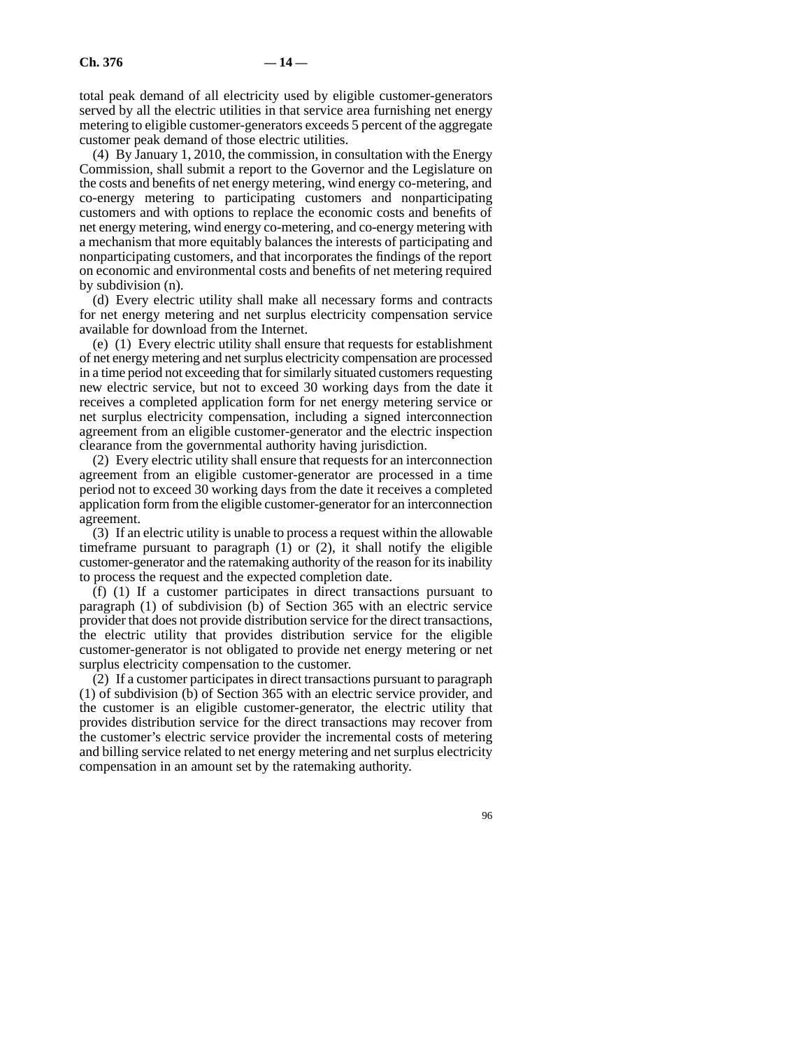total peak demand of all electricity used by eligible customer-generators served by all the electric utilities in that service area furnishing net energy metering to eligible customer-generators exceeds 5 percent of the aggregate customer peak demand of those electric utilities.

(4) By January 1, 2010, the commission, in consultation with the Energy Commission, shall submit a report to the Governor and the Legislature on the costs and benefits of net energy metering, wind energy co-metering, and co-energy metering to participating customers and nonparticipating customers and with options to replace the economic costs and benefits of net energy metering, wind energy co-metering, and co-energy metering with a mechanism that more equitably balances the interests of participating and nonparticipating customers, and that incorporates the findings of the report on economic and environmental costs and benefits of net metering required by subdivision (n).

(d) Every electric utility shall make all necessary forms and contracts for net energy metering and net surplus electricity compensation service available for download from the Internet.

(e) (1) Every electric utility shall ensure that requests for establishment of net energy metering and net surplus electricity compensation are processed in a time period not exceeding that for similarly situated customers requesting new electric service, but not to exceed 30 working days from the date it receives a completed application form for net energy metering service or net surplus electricity compensation, including a signed interconnection agreement from an eligible customer-generator and the electric inspection clearance from the governmental authority having jurisdiction.

(2) Every electric utility shall ensure that requests for an interconnection agreement from an eligible customer-generator are processed in a time period not to exceed 30 working days from the date it receives a completed application form from the eligible customer-generator for an interconnection agreement.

(3) If an electric utility is unable to process a request within the allowable timeframe pursuant to paragraph (1) or (2), it shall notify the eligible customer-generator and the ratemaking authority of the reason for its inability to process the request and the expected completion date.

(f) (1) If a customer participates in direct transactions pursuant to paragraph (1) of subdivision (b) of Section 365 with an electric service provider that does not provide distribution service for the direct transactions, the electric utility that provides distribution service for the eligible customer-generator is not obligated to provide net energy metering or net surplus electricity compensation to the customer.

(2) If a customer participates in direct transactions pursuant to paragraph (1) of subdivision (b) of Section 365 with an electric service provider, and the customer is an eligible customer-generator, the electric utility that provides distribution service for the direct transactions may recover from the customer's electric service provider the incremental costs of metering and billing service related to net energy metering and net surplus electricity compensation in an amount set by the ratemaking authority.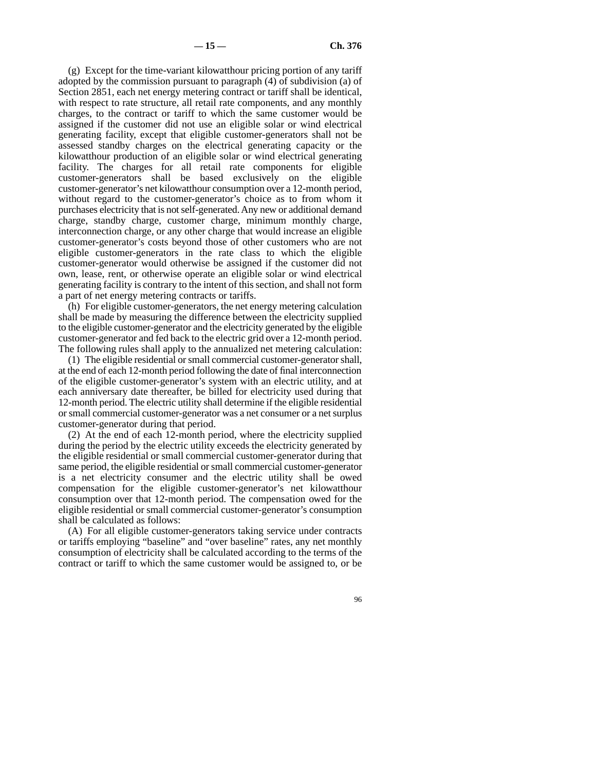(g) Except for the time-variant kilowatthour pricing portion of any tariff adopted by the commission pursuant to paragraph (4) of subdivision (a) of Section 2851, each net energy metering contract or tariff shall be identical, with respect to rate structure, all retail rate components, and any monthly charges, to the contract or tariff to which the same customer would be assigned if the customer did not use an eligible solar or wind electrical generating facility, except that eligible customer-generators shall not be assessed standby charges on the electrical generating capacity or the kilowatthour production of an eligible solar or wind electrical generating facility. The charges for all retail rate components for eligible customer-generators shall be based exclusively on the eligible customer-generator's net kilowatthour consumption over a 12-month period, without regard to the customer-generator's choice as to from whom it purchases electricity that is not self-generated. Any new or additional demand charge, standby charge, customer charge, minimum monthly charge, interconnection charge, or any other charge that would increase an eligible customer-generator's costs beyond those of other customers who are not eligible customer-generators in the rate class to which the eligible customer-generator would otherwise be assigned if the customer did not own, lease, rent, or otherwise operate an eligible solar or wind electrical generating facility is contrary to the intent of this section, and shall not form a part of net energy metering contracts or tariffs.

(h) For eligible customer-generators, the net energy metering calculation shall be made by measuring the difference between the electricity supplied to the eligible customer-generator and the electricity generated by the eligible customer-generator and fed back to the electric grid over a 12-month period. The following rules shall apply to the annualized net metering calculation:

(1) The eligible residential or small commercial customer-generator shall, at the end of each 12-month period following the date of final interconnection of the eligible customer-generator's system with an electric utility, and at each anniversary date thereafter, be billed for electricity used during that 12-month period. The electric utility shall determine if the eligible residential or small commercial customer-generator was a net consumer or a net surplus customer-generator during that period.

(2) At the end of each 12-month period, where the electricity supplied during the period by the electric utility exceeds the electricity generated by the eligible residential or small commercial customer-generator during that same period, the eligible residential or small commercial customer-generator is a net electricity consumer and the electric utility shall be owed compensation for the eligible customer-generator's net kilowatthour consumption over that 12-month period. The compensation owed for the eligible residential or small commercial customer-generator's consumption shall be calculated as follows:

(A) For all eligible customer-generators taking service under contracts or tariffs employing "baseline" and "over baseline" rates, any net monthly consumption of electricity shall be calculated according to the terms of the contract or tariff to which the same customer would be assigned to, or be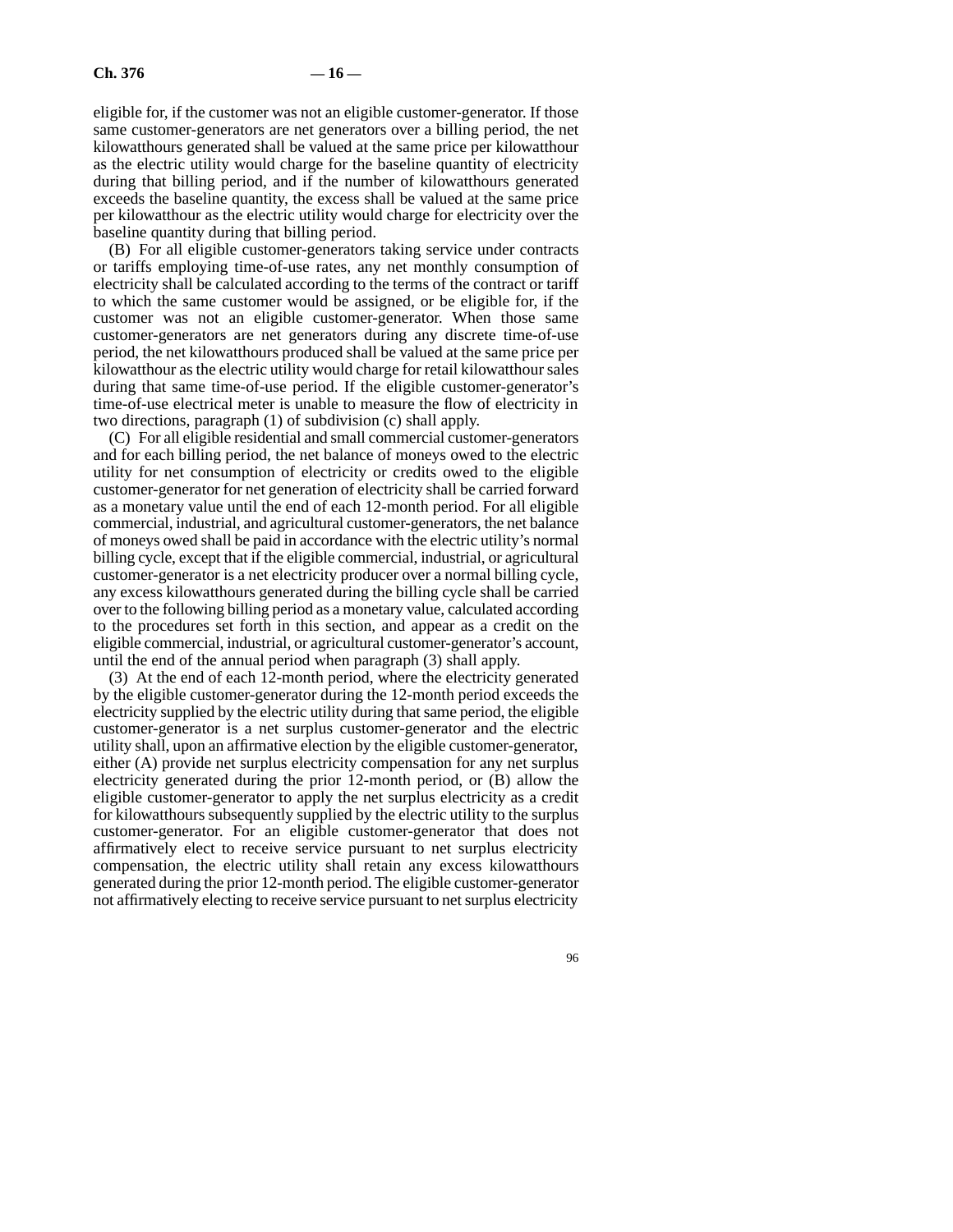eligible for, if the customer was not an eligible customer-generator. If those same customer-generators are net generators over a billing period, the net kilowatthours generated shall be valued at the same price per kilowatthour as the electric utility would charge for the baseline quantity of electricity during that billing period, and if the number of kilowatthours generated exceeds the baseline quantity, the excess shall be valued at the same price per kilowatthour as the electric utility would charge for electricity over the baseline quantity during that billing period.

(B) For all eligible customer-generators taking service under contracts or tariffs employing time-of-use rates, any net monthly consumption of electricity shall be calculated according to the terms of the contract or tariff to which the same customer would be assigned, or be eligible for, if the customer was not an eligible customer-generator. When those same customer-generators are net generators during any discrete time-of-use period, the net kilowatthours produced shall be valued at the same price per kilowatthour as the electric utility would charge for retail kilowatthour sales during that same time-of-use period. If the eligible customer-generator's time-of-use electrical meter is unable to measure the flow of electricity in two directions, paragraph (1) of subdivision (c) shall apply.

(C) For all eligible residential and small commercial customer-generators and for each billing period, the net balance of moneys owed to the electric utility for net consumption of electricity or credits owed to the eligible customer-generator for net generation of electricity shall be carried forward as a monetary value until the end of each 12-month period. For all eligible commercial, industrial, and agricultural customer-generators, the net balance of moneys owed shall be paid in accordance with the electric utility's normal billing cycle, except that if the eligible commercial, industrial, or agricultural customer-generator is a net electricity producer over a normal billing cycle, any excess kilowatthours generated during the billing cycle shall be carried over to the following billing period as a monetary value, calculated according to the procedures set forth in this section, and appear as a credit on the eligible commercial, industrial, or agricultural customer-generator's account, until the end of the annual period when paragraph (3) shall apply.

(3) At the end of each 12-month period, where the electricity generated by the eligible customer-generator during the 12-month period exceeds the electricity supplied by the electric utility during that same period, the eligible customer-generator is a net surplus customer-generator and the electric utility shall, upon an affirmative election by the eligible customer-generator, either (A) provide net surplus electricity compensation for any net surplus electricity generated during the prior 12-month period, or (B) allow the eligible customer-generator to apply the net surplus electricity as a credit for kilowatthours subsequently supplied by the electric utility to the surplus customer-generator. For an eligible customer-generator that does not affirmatively elect to receive service pursuant to net surplus electricity compensation, the electric utility shall retain any excess kilowatthours generated during the prior 12-month period. The eligible customer-generator not affirmatively electing to receive service pursuant to net surplus electricity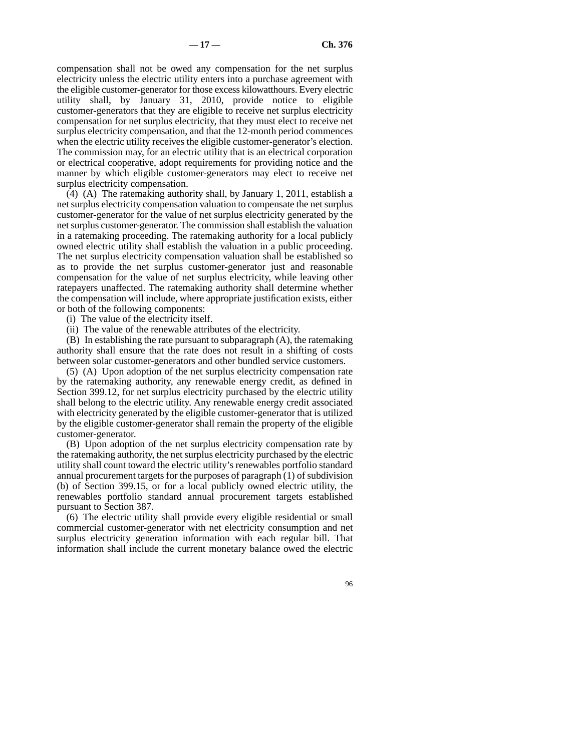compensation shall not be owed any compensation for the net surplus electricity unless the electric utility enters into a purchase agreement with the eligible customer-generator for those excess kilowatthours. Every electric utility shall, by January 31, 2010, provide notice to eligible customer-generators that they are eligible to receive net surplus electricity compensation for net surplus electricity, that they must elect to receive net surplus electricity compensation, and that the 12-month period commences when the electric utility receives the eligible customer-generator's election. The commission may, for an electric utility that is an electrical corporation or electrical cooperative, adopt requirements for providing notice and the manner by which eligible customer-generators may elect to receive net surplus electricity compensation.

(4) (A) The ratemaking authority shall, by January 1, 2011, establish a net surplus electricity compensation valuation to compensate the net surplus customer-generator for the value of net surplus electricity generated by the net surplus customer-generator. The commission shall establish the valuation in a ratemaking proceeding. The ratemaking authority for a local publicly owned electric utility shall establish the valuation in a public proceeding. The net surplus electricity compensation valuation shall be established so as to provide the net surplus customer-generator just and reasonable compensation for the value of net surplus electricity, while leaving other ratepayers unaffected. The ratemaking authority shall determine whether the compensation will include, where appropriate justification exists, either or both of the following components:

(i) The value of the electricity itself.

(ii) The value of the renewable attributes of the electricity.

(B) In establishing the rate pursuant to subparagraph (A), the ratemaking authority shall ensure that the rate does not result in a shifting of costs between solar customer-generators and other bundled service customers.

(5) (A) Upon adoption of the net surplus electricity compensation rate by the ratemaking authority, any renewable energy credit, as defined in Section 399.12, for net surplus electricity purchased by the electric utility shall belong to the electric utility. Any renewable energy credit associated with electricity generated by the eligible customer-generator that is utilized by the eligible customer-generator shall remain the property of the eligible customer-generator.

(B) Upon adoption of the net surplus electricity compensation rate by the ratemaking authority, the net surplus electricity purchased by the electric utility shall count toward the electric utility's renewables portfolio standard annual procurement targets for the purposes of paragraph (1) of subdivision (b) of Section 399.15, or for a local publicly owned electric utility, the renewables portfolio standard annual procurement targets established pursuant to Section 387.

(6) The electric utility shall provide every eligible residential or small commercial customer-generator with net electricity consumption and net surplus electricity generation information with each regular bill. That information shall include the current monetary balance owed the electric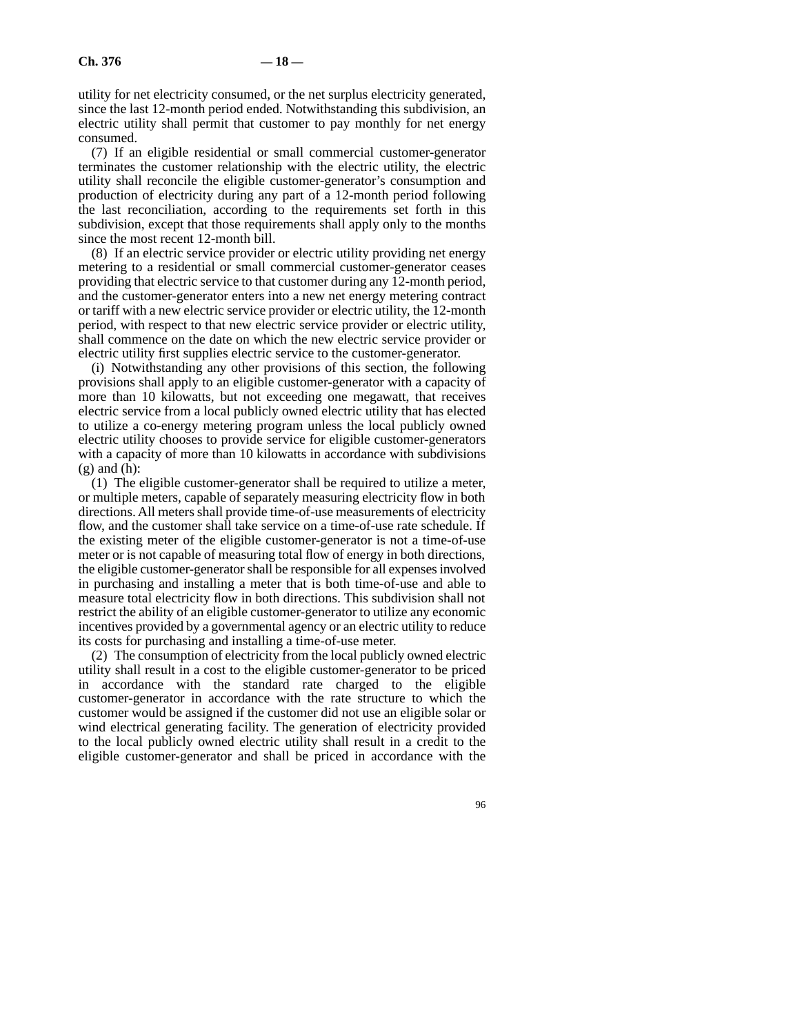utility for net electricity consumed, or the net surplus electricity generated, since the last 12-month period ended. Notwithstanding this subdivision, an electric utility shall permit that customer to pay monthly for net energy consumed.

(7) If an eligible residential or small commercial customer-generator terminates the customer relationship with the electric utility, the electric utility shall reconcile the eligible customer-generator's consumption and production of electricity during any part of a 12-month period following the last reconciliation, according to the requirements set forth in this subdivision, except that those requirements shall apply only to the months since the most recent 12-month bill.

(8) If an electric service provider or electric utility providing net energy metering to a residential or small commercial customer-generator ceases providing that electric service to that customer during any 12-month period, and the customer-generator enters into a new net energy metering contract or tariff with a new electric service provider or electric utility, the 12-month period, with respect to that new electric service provider or electric utility, shall commence on the date on which the new electric service provider or electric utility first supplies electric service to the customer-generator.

(i) Notwithstanding any other provisions of this section, the following provisions shall apply to an eligible customer-generator with a capacity of more than 10 kilowatts, but not exceeding one megawatt, that receives electric service from a local publicly owned electric utility that has elected to utilize a co-energy metering program unless the local publicly owned electric utility chooses to provide service for eligible customer-generators with a capacity of more than 10 kilowatts in accordance with subdivisions (g) and (h):

(1) The eligible customer-generator shall be required to utilize a meter, or multiple meters, capable of separately measuring electricity flow in both directions. All meters shall provide time-of-use measurements of electricity flow, and the customer shall take service on a time-of-use rate schedule. If the existing meter of the eligible customer-generator is not a time-of-use meter or is not capable of measuring total flow of energy in both directions, the eligible customer-generator shall be responsible for all expenses involved in purchasing and installing a meter that is both time-of-use and able to measure total electricity flow in both directions. This subdivision shall not restrict the ability of an eligible customer-generator to utilize any economic incentives provided by a governmental agency or an electric utility to reduce its costs for purchasing and installing a time-of-use meter.

(2) The consumption of electricity from the local publicly owned electric utility shall result in a cost to the eligible customer-generator to be priced in accordance with the standard rate charged to the eligible customer-generator in accordance with the rate structure to which the customer would be assigned if the customer did not use an eligible solar or wind electrical generating facility. The generation of electricity provided to the local publicly owned electric utility shall result in a credit to the eligible customer-generator and shall be priced in accordance with the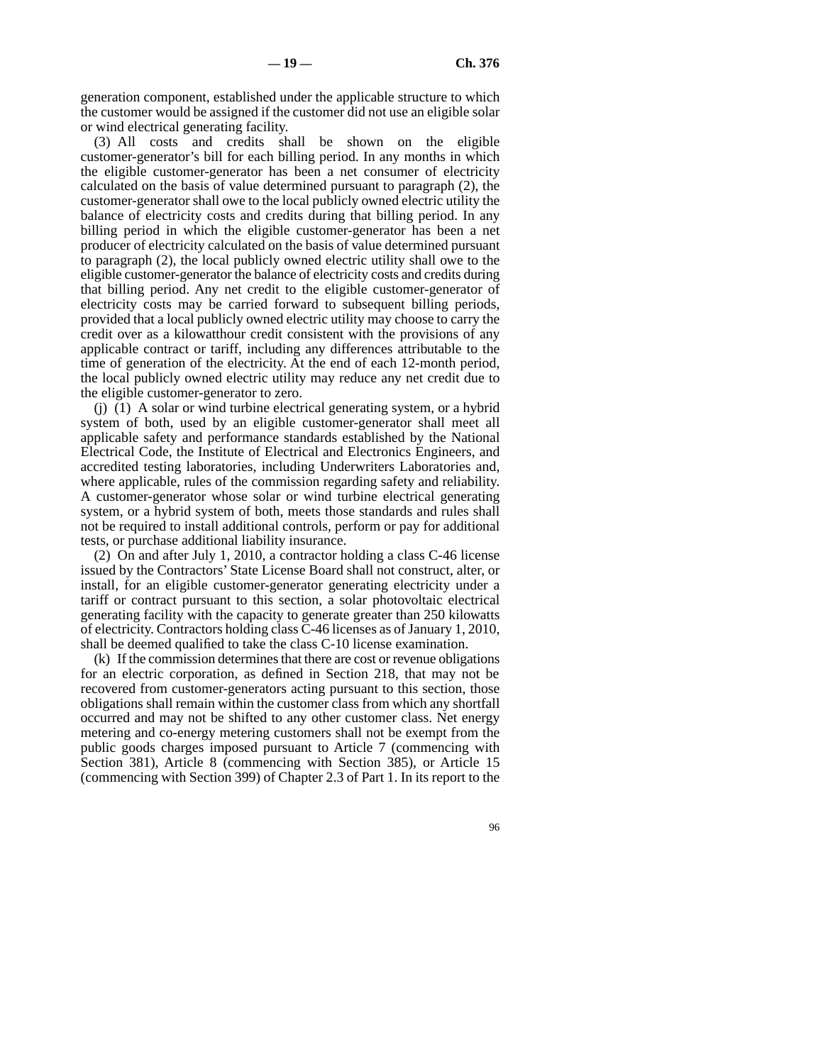generation component, established under the applicable structure to which the customer would be assigned if the customer did not use an eligible solar or wind electrical generating facility.

(3) All costs and credits shall be shown on the eligible customer-generator's bill for each billing period. In any months in which the eligible customer-generator has been a net consumer of electricity calculated on the basis of value determined pursuant to paragraph (2), the customer-generator shall owe to the local publicly owned electric utility the balance of electricity costs and credits during that billing period. In any billing period in which the eligible customer-generator has been a net producer of electricity calculated on the basis of value determined pursuant to paragraph (2), the local publicly owned electric utility shall owe to the eligible customer-generator the balance of electricity costs and credits during that billing period. Any net credit to the eligible customer-generator of electricity costs may be carried forward to subsequent billing periods, provided that a local publicly owned electric utility may choose to carry the credit over as a kilowatthour credit consistent with the provisions of any applicable contract or tariff, including any differences attributable to the time of generation of the electricity. At the end of each 12-month period, the local publicly owned electric utility may reduce any net credit due to the eligible customer-generator to zero.

(j) (1) A solar or wind turbine electrical generating system, or a hybrid system of both, used by an eligible customer-generator shall meet all applicable safety and performance standards established by the National Electrical Code, the Institute of Electrical and Electronics Engineers, and accredited testing laboratories, including Underwriters Laboratories and, where applicable, rules of the commission regarding safety and reliability. A customer-generator whose solar or wind turbine electrical generating system, or a hybrid system of both, meets those standards and rules shall not be required to install additional controls, perform or pay for additional tests, or purchase additional liability insurance.

(2) On and after July 1, 2010, a contractor holding a class C-46 license issued by the Contractors' State License Board shall not construct, alter, or install, for an eligible customer-generator generating electricity under a tariff or contract pursuant to this section, a solar photovoltaic electrical generating facility with the capacity to generate greater than 250 kilowatts of electricity. Contractors holding class C-46 licenses as of January 1, 2010, shall be deemed qualified to take the class C-10 license examination.

(k) If the commission determines that there are cost or revenue obligations for an electric corporation, as defined in Section 218, that may not be recovered from customer-generators acting pursuant to this section, those obligations shall remain within the customer class from which any shortfall occurred and may not be shifted to any other customer class. Net energy metering and co-energy metering customers shall not be exempt from the public goods charges imposed pursuant to Article 7 (commencing with Section 381), Article 8 (commencing with Section 385), or Article 15 (commencing with Section 399) of Chapter 2.3 of Part 1. In its report to the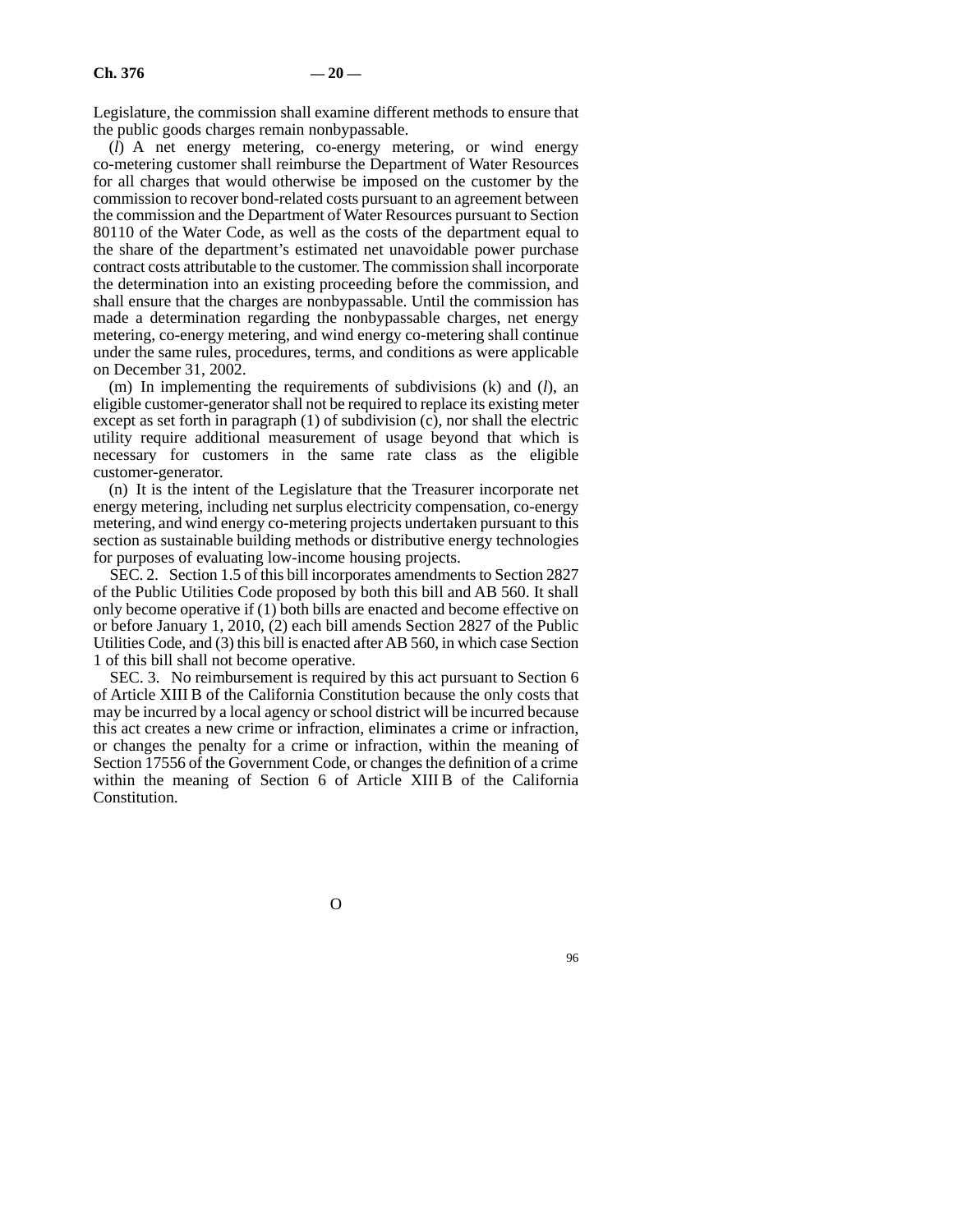Legislature, the commission shall examine different methods to ensure that the public goods charges remain nonbypassable.

(*l*) A net energy metering, co-energy metering, or wind energy co-metering customer shall reimburse the Department of Water Resources for all charges that would otherwise be imposed on the customer by the commission to recover bond-related costs pursuant to an agreement between the commission and the Department of Water Resources pursuant to Section 80110 of the Water Code, as well as the costs of the department equal to the share of the department's estimated net unavoidable power purchase contract costs attributable to the customer. The commission shall incorporate the determination into an existing proceeding before the commission, and shall ensure that the charges are nonbypassable. Until the commission has made a determination regarding the nonbypassable charges, net energy metering, co-energy metering, and wind energy co-metering shall continue under the same rules, procedures, terms, and conditions as were applicable on December 31, 2002.

(m) In implementing the requirements of subdivisions (k) and (*l*), an eligible customer-generator shall not be required to replace its existing meter except as set forth in paragraph (1) of subdivision (c), nor shall the electric utility require additional measurement of usage beyond that which is necessary for customers in the same rate class as the eligible customer-generator.

(n) It is the intent of the Legislature that the Treasurer incorporate net energy metering, including net surplus electricity compensation, co-energy metering, and wind energy co-metering projects undertaken pursuant to this section as sustainable building methods or distributive energy technologies for purposes of evaluating low-income housing projects.

SEC. 2. Section 1.5 of this bill incorporates amendments to Section 2827 of the Public Utilities Code proposed by both this bill and AB 560. It shall only become operative if (1) both bills are enacted and become effective on or before January 1, 2010, (2) each bill amends Section 2827 of the Public Utilities Code, and (3) this bill is enacted after AB 560, in which case Section 1 of this bill shall not become operative.

SEC. 3. No reimbursement is required by this act pursuant to Section 6 of Article XIII B of the California Constitution because the only costs that may be incurred by a local agency or school district will be incurred because this act creates a new crime or infraction, eliminates a crime or infraction, or changes the penalty for a crime or infraction, within the meaning of Section 17556 of the Government Code, or changes the definition of a crime within the meaning of Section 6 of Article XIII B of the California Constitution.

O